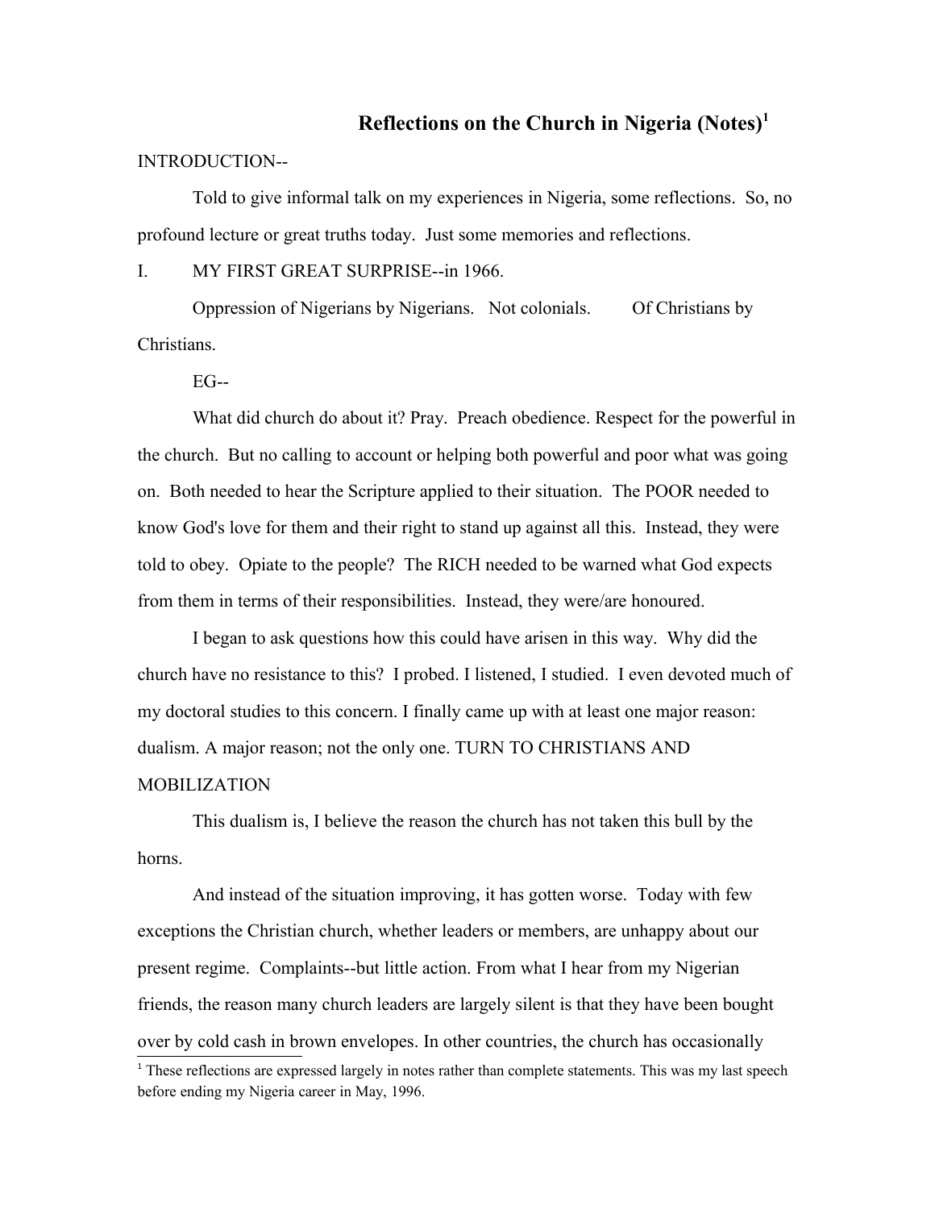# Reflections on the Church in Nigeria (Notes)[1]

INTRODUCTION--

Told to give informal talk on my experiences in Nigeria, some reflections. So, no profound lecture or great truths today. Just some memories and reflections.

I. MY FIRST GREAT SURPRISE--in 1966.

Oppression of Nigerians by Nigerians. Not colonials. Of Christians by Christians.

EG--

What did church do about it? Pray. Preach obedience. Respect for the powerful in the church. But no calling to account or helping both powerful and poor what was going on. Both needed to hear the Scripture applied to their situation. The POOR needed to know God's love for them and their right to stand up against all this. Instead, they were told to obey. Opiate to the people? The RICH needed to be warned what God expects from them in terms of their responsibilities. Instead, they were/are honoured.

I began to ask questions how this could have arisen in this way. Why did the church have no resistance to this? I probed. I listened, I studied. I even devoted much of my doctoral studies to this concern. I finally came up with at least one major reason: dualism. A major reason; not the only one. TURN TO CHRISTIANS AND MOBILIZATION

This dualism is, I believe the reason the church has not taken this bull by the horns.

And instead of the situation improving, it has gotten worse. Today with few exceptions the Christian church, whether leaders or members, are unhappy about our present regime. Complaints--but little action. From what I hear from my Nigerian friends, the reason many church leaders are largely silent is that they have been bought over by cold cash in brown envelopes. In other countries, the church has occasionally

---

[1] These reflections are expressed largely in notes rather than complete statements. This was my last speech before ending my Nigeria career in May, 1996.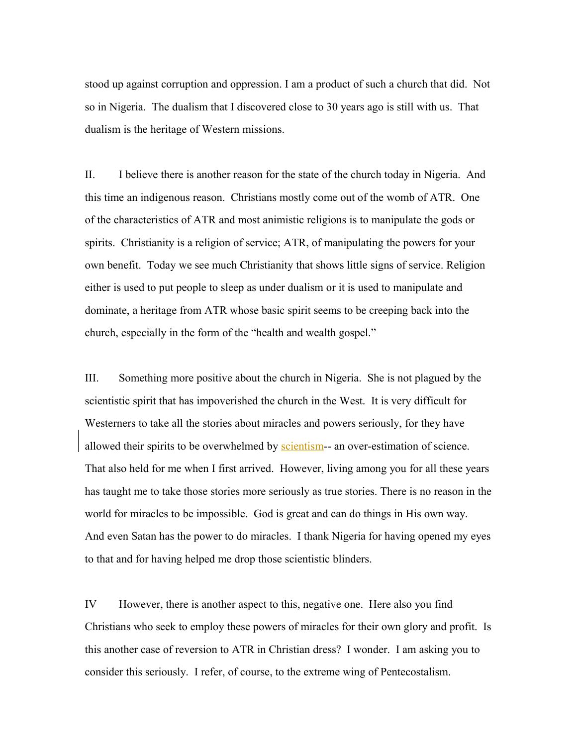stood up against corruption and oppression. I am a product of such a church that did. Not so in Nigeria. The dualism that I discovered close to 30 years ago is still with us. That dualism is the heritage of Western missions.

II. I believe there is another reason for the state of the church today in Nigeria. And this time an indigenous reason. Christians mostly come out of the womb of ATR. One of the characteristics of ATR and most animistic religions is to manipulate the gods or spirits. Christianity is a religion of service; ATR, of manipulating the powers for your own benefit. Today we see much Christianity that shows little signs of service. Religion either is used to put people to sleep as under dualism or it is used to manipulate and dominate, a heritage from ATR whose basic spirit seems to be creeping back into the church, especially in the form of the "health and wealth gospel."

III. Something more positive about the church in Nigeria. She is not plagued by the scientistic spirit that has impoverished the church in the West. It is very difficult for Westerners to take all the stories about miracles and powers seriously, for they have allowed their spirits to be overwhelmed by scientism-- an over-estimation of science. That also held for me when I first arrived. However, living among you for all these years has taught me to take those stories more seriously as true stories. There is no reason in the world for miracles to be impossible. God is great and can do things in His own way. And even Satan has the power to do miracles. I thank Nigeria for having opened my eyes to that and for having helped me drop those scientistic blinders.

IV However, there is another aspect to this, negative one. Here also you find Christians who seek to employ these powers of miracles for their own glory and profit. Is this another case of reversion to ATR in Christian dress? I wonder. I am asking you to consider this seriously. I refer, of course, to the extreme wing of Pentecostalism.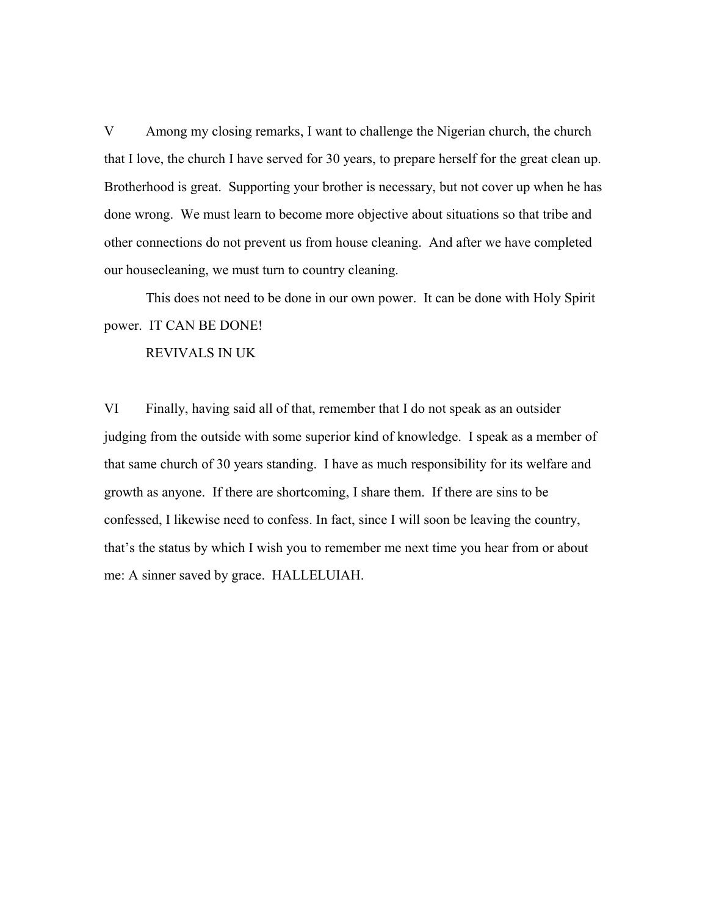V Among my closing remarks, I want to challenge the Nigerian church, the church that I love, the church I have served for 30 years, to prepare herself for the great clean up. Brotherhood is great. Supporting your brother is necessary, but not cover up when he has done wrong. We must learn to become more objective about situations so that tribe and other connections do not prevent us from house cleaning. And after we have completed our housecleaning, we must turn to country cleaning.

This does not need to be done in our own power. It can be done with Holy Spirit power. IT CAN BE DONE!

REVIVALS IN UK

VI Finally, having said all of that, remember that I do not speak as an outsider judging from the outside with some superior kind of knowledge. I speak as a member of that same church of 30 years standing. I have as much responsibility for its welfare and growth as anyone. If there are shortcoming, I share them. If there are sins to be confessed, I likewise need to confess. In fact, since I will soon be leaving the country, that's the status by which I wish you to remember me next time you hear from or about me: A sinner saved by grace. HALLELUIAH.